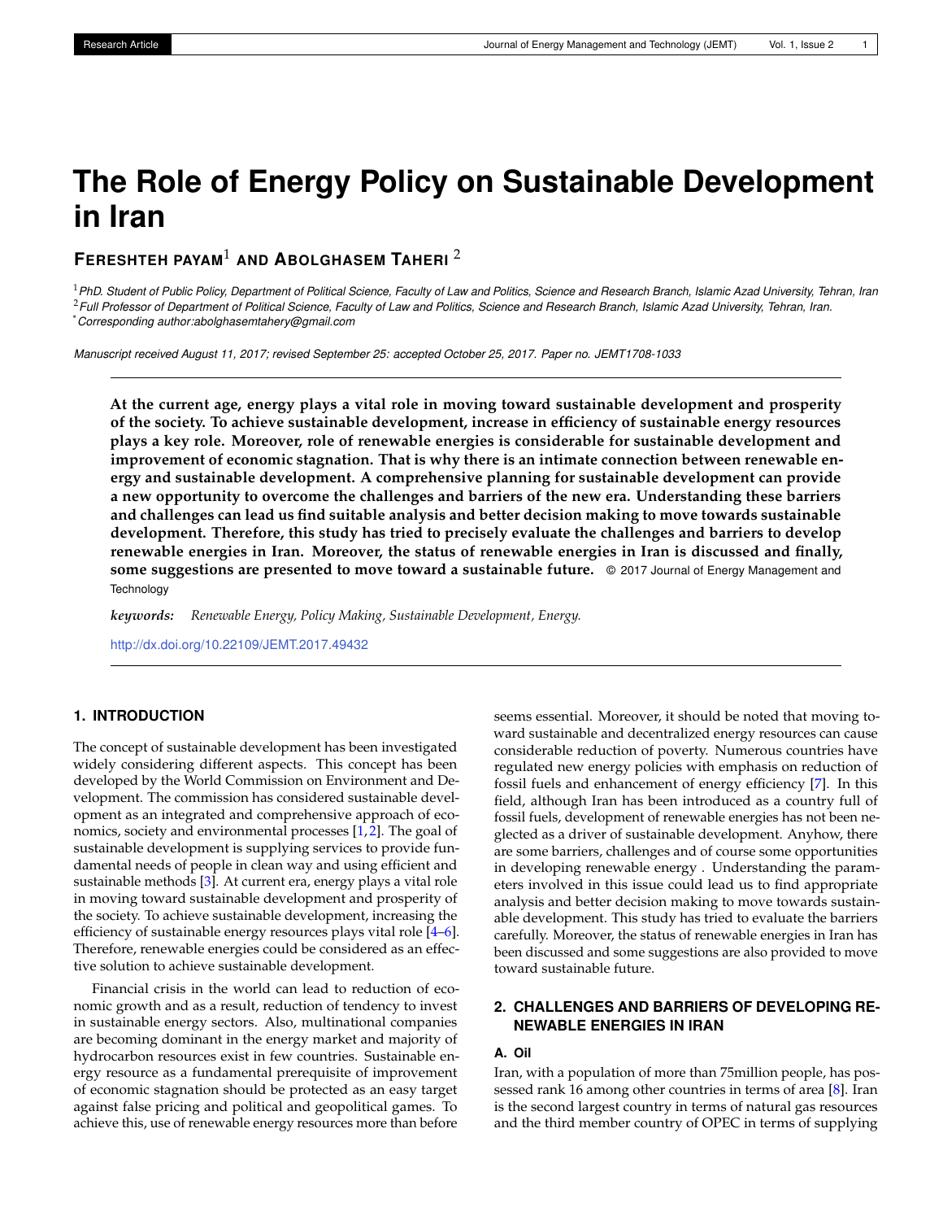Research Article

# The Role of Energy Policy on Sustainable Development in Iran

**Fereshteh payam**[1] **and Abolghasem Taheri** [2]

[1] *PhD. Student of Public Policy, Department of Political Science, Faculty of Law and Politics, Science and Research Branch, Islamic Azad University, Tehran, Iran*
[2] *Full Professor of Department of Political Science, Faculty of Law and Politics, Science and Research Branch, Islamic Azad University, Tehran, Iran.*
[*] *Corresponding author:abolghasemtahery@gmail.com*

*Manuscript received August 11, 2017; revised September 25: accepted October 25, 2017. Paper no. JEMT1708-1033*

**At the current age, energy plays a vital role in moving toward sustainable development and prosperity of the society. To achieve sustainable development, increase in efficiency of sustainable energy resources plays a key role. Moreover, role of renewable energies is considerable for sustainable development and improvement of economic stagnation. That is why there is an intimate connection between renewable energy and sustainable development. A comprehensive planning for sustainable development can provide a new opportunity to overcome the challenges and barriers of the new era. Understanding these barriers and challenges can lead us find suitable analysis and better decision making to move towards sustainable development. Therefore, this study has tried to precisely evaluate the challenges and barriers to develop renewable energies in Iran. Moreover, the status of renewable energies in Iran is discussed and finally, some suggestions are presented to move toward a sustainable future.** © 2017 Journal of Energy Management and Technology

***keywords:*** *Renewable Energy, Policy Making, Sustainable Development, Energy.*

http://dx.doi.org/10.22109/JEMT.2017.49432

## 1. INTRODUCTION

The concept of sustainable development has been investigated widely considering different aspects. This concept has been developed by the World Commission on Environment and Development. The commission has considered sustainable development as an integrated and comprehensive approach of economics, society and environmental processes [1,2]. The goal of sustainable development is supplying services to provide fundamental needs of people in clean way and using efficient and sustainable methods [3]. At current era, energy plays a vital role in moving toward sustainable development and prosperity of the society. To achieve sustainable development, increasing the efficiency of sustainable energy resources plays vital role [4–6]. Therefore, renewable energies could be considered as an effective solution to achieve sustainable development.

Financial crisis in the world can lead to reduction of economic growth and as a result, reduction of tendency to invest in sustainable energy sectors. Also, multinational companies are becoming dominant in the energy market and majority of hydrocarbon resources exist in few countries. Sustainable energy resource as a fundamental prerequisite of improvement of economic stagnation should be protected as an easy target against false pricing and political and geopolitical games. To achieve this, use of renewable energy resources more than before seems essential. Moreover, it should be noted that moving toward sustainable and decentralized energy resources can cause considerable reduction of poverty. Numerous countries have regulated new energy policies with emphasis on reduction of fossil fuels and enhancement of energy efficiency [7]. In this field, although Iran has been introduced as a country full of fossil fuels, development of renewable energies has not been neglected as a driver of sustainable development. Anyhow, there are some barriers, challenges and of course some opportunities in developing renewable energy . Understanding the parameters involved in this issue could lead us to find appropriate analysis and better decision making to move towards sustainable development. This study has tried to evaluate the barriers carefully. Moreover, the status of renewable energies in Iran has been discussed and some suggestions are also provided to move toward sustainable future.

## 2. CHALLENGES AND BARRIERS OF DEVELOPING RENEWABLE ENERGIES IN IRAN

### A. Oil

Iran, with a population of more than 75million people, has possessed rank 16 among other countries in terms of area [8]. Iran is the second largest country in terms of natural gas resources and the third member country of OPEC in terms of supplying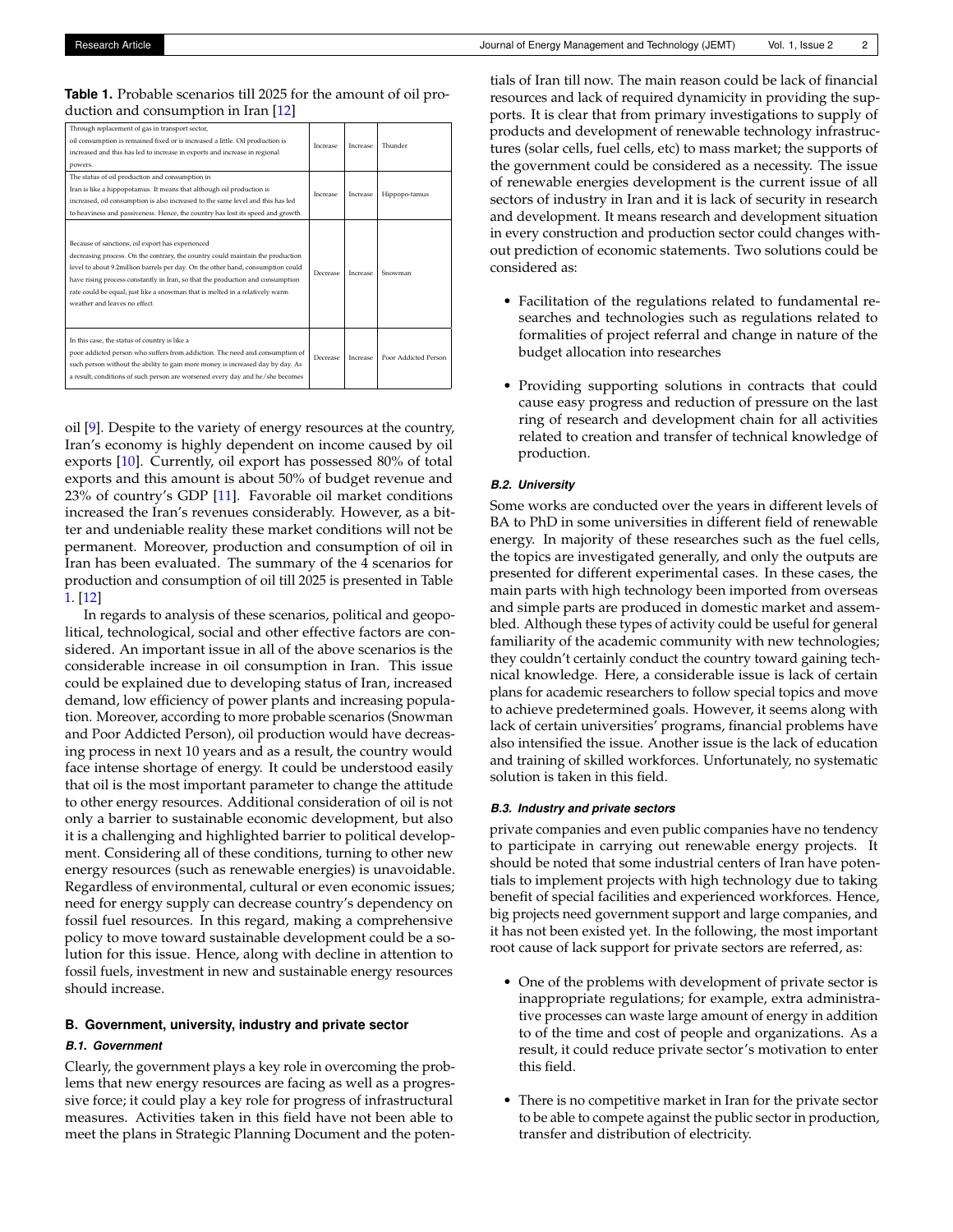**Table 1.** Probable scenarios till 2025 for the amount of oil production and consumption in Iran [12]

| | | | |
|---|---|---|---|
| Through replacement of gas in transport sector, oil consumption is remained fixed or is increased a little. Oil production is increased and this has led to increase in exports and increase in regional powers. | Increase | Increase | Thunder |
| The status of oil production and consumption in Iran is like a hippopotamus. It means that although oil production is increased, oil consumption is also increased to the same level and this has led to heaviness and passiveness. Hence, the country has lost its speed and growth. | Increase | Increase | Hippopo-tamus |
| Because of sanctions, oil export has experienced decreasing process. On the contrary, the country could maintain the production level to about 9.2million barrels per day. On the other hand, consumption could have rising process constantly in Iran, so that the production and consumption rate could be equal; just like a snowman that is melted in a relatively warm weather and leaves no effect. | Decrease | Increase | Snowman |
| In this case, the status of country is like a poor addicted person who suffers from addiction. The need and consumption of such person without the ability to gain more money is increased day by day. As a result, conditions of such person are worsened every day and he/she becomes | Decrease | Increase | Poor Addicted Person |

oil [9]. Despite to the variety of energy resources at the country, Iran's economy is highly dependent on income caused by oil exports [10]. Currently, oil export has possessed 80% of total exports and this amount is about 50% of budget revenue and 23% of country's GDP [11]. Favorable oil market conditions increased the Iran's revenues considerably. However, as a bitter and undeniable reality these market conditions will not be permanent. Moreover, production and consumption of oil in Iran has been evaluated. The summary of the 4 scenarios for production and consumption of oil till 2025 is presented in Table 1. [12]

In regards to analysis of these scenarios, political and geopolitical, technological, social and other effective factors are considered. An important issue in all of the above scenarios is the considerable increase in oil consumption in Iran. This issue could be explained due to developing status of Iran, increased demand, low efficiency of power plants and increasing population. Moreover, according to more probable scenarios (Snowman and Poor Addicted Person), oil production would have decreasing process in next 10 years and as a result, the country would face intense shortage of energy. It could be understood easily that oil is the most important parameter to change the attitude to other energy resources. Additional consideration of oil is not only a barrier to sustainable economic development, but also it is a challenging and highlighted barrier to political development. Considering all of these conditions, turning to other new energy resources (such as renewable energies) is unavoidable. Regardless of environmental, cultural or even economic issues; need for energy supply can decrease country's dependency on fossil fuel resources. In this regard, making a comprehensive policy to move toward sustainable development could be a solution for this issue. Hence, along with decline in attention to fossil fuels, investment in new and sustainable energy resources should increase.

## B. Government, university, industry and private sector

### B.1. Government

Clearly, the government plays a key role in overcoming the problems that new energy resources are facing as well as a progressive force; it could play a key role for progress of infrastructural measures. Activities taken in this field have not been able to meet the plans in Strategic Planning Document and the potentials of Iran till now. The main reason could be lack of financial resources and lack of required dynamicity in providing the supports. It is clear that from primary investigations to supply of products and development of renewable technology infrastructures (solar cells, fuel cells, etc) to mass market; the supports of the government could be considered as a necessity. The issue of renewable energies development is the current issue of all sectors of industry in Iran and it is lack of security in research and development. It means research and development situation in every construction and production sector could changes without prediction of economic statements. Two solutions could be considered as:

- Facilitation of the regulations related to fundamental researches and technologies such as regulations related to formalities of project referral and change in nature of the budget allocation into researches
- Providing supporting solutions in contracts that could cause easy progress and reduction of pressure on the last ring of research and development chain for all activities related to creation and transfer of technical knowledge of production.

### B.2. University

Some works are conducted over the years in different levels of BA to PhD in some universities in different field of renewable energy. In majority of these researches such as the fuel cells, the topics are investigated generally, and only the outputs are presented for different experimental cases. In these cases, the main parts with high technology been imported from overseas and simple parts are produced in domestic market and assembled. Although these types of activity could be useful for general familiarity of the academic community with new technologies; they couldn't certainly conduct the country toward gaining technical knowledge. Here, a considerable issue is lack of certain plans for academic researchers to follow special topics and move to achieve predetermined goals. However, it seems along with lack of certain universities' programs, financial problems have also intensified the issue. Another issue is the lack of education and training of skilled workforces. Unfortunately, no systematic solution is taken in this field.

### B.3. Industry and private sectors

private companies and even public companies have no tendency to participate in carrying out renewable energy projects. It should be noted that some industrial centers of Iran have potentials to implement projects with high technology due to taking benefit of special facilities and experienced workforces. Hence, big projects need government support and large companies, and it has not been existed yet. In the following, the most important root cause of lack support for private sectors are referred, as:

- One of the problems with development of private sector is inappropriate regulations; for example, extra administrative processes can waste large amount of energy in addition to of the time and cost of people and organizations. As a result, it could reduce private sector's motivation to enter this field.
- There is no competitive market in Iran for the private sector to be able to compete against the public sector in production, transfer and distribution of electricity.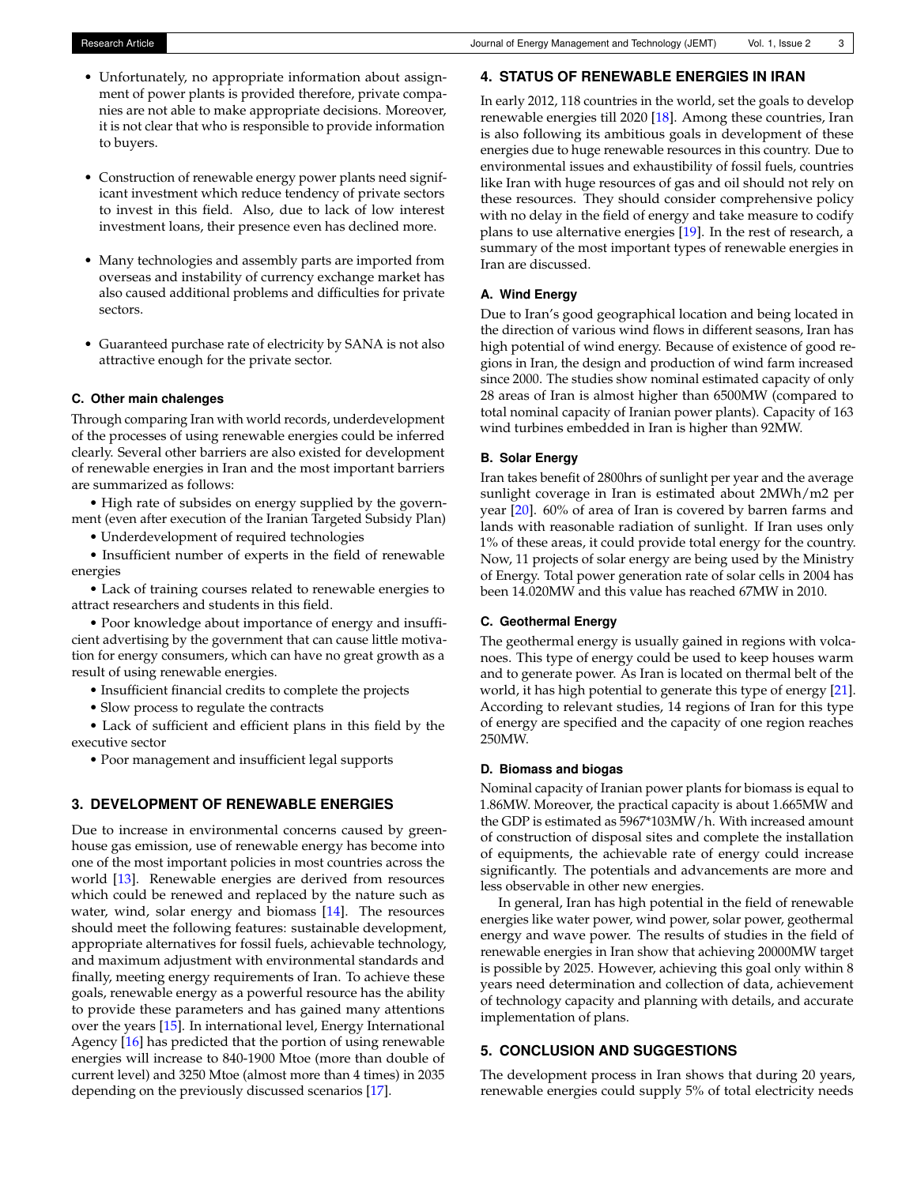- Unfortunately, no appropriate information about assignment of power plants is provided therefore, private companies are not able to make appropriate decisions. Moreover, it is not clear that who is responsible to provide information to buyers.

- Construction of renewable energy power plants need significant investment which reduce tendency of private sectors to invest in this field. Also, due to lack of low interest investment loans, their presence even has declined more.

- Many technologies and assembly parts are imported from overseas and instability of currency exchange market has also caused additional problems and difficulties for private sectors.

- Guaranteed purchase rate of electricity by SANA is not also attractive enough for the private sector.

### C. Other main chalenges

Through comparing Iran with world records, underdevelopment of the processes of using renewable energies could be inferred clearly. Several other barriers are also existed for development of renewable energies in Iran and the most important barriers are summarized as follows:

• High rate of subsides on energy supplied by the government (even after execution of the Iranian Targeted Subsidy Plan)

• Underdevelopment of required technologies

• Insufficient number of experts in the field of renewable energies

• Lack of training courses related to renewable energies to attract researchers and students in this field.

• Poor knowledge about importance of energy and insufficient advertising by the government that can cause little motivation for energy consumers, which can have no great growth as a result of using renewable energies.

• Insufficient financial credits to complete the projects

• Slow process to regulate the contracts

• Lack of sufficient and efficient plans in this field by the executive sector

• Poor management and insufficient legal supports

## 3. DEVELOPMENT OF RENEWABLE ENERGIES

Due to increase in environmental concerns caused by greenhouse gas emission, use of renewable energy has become into one of the most important policies in most countries across the world [13]. Renewable energies are derived from resources which could be renewed and replaced by the nature such as water, wind, solar energy and biomass [14]. The resources should meet the following features: sustainable development, appropriate alternatives for fossil fuels, achievable technology, and maximum adjustment with environmental standards and finally, meeting energy requirements of Iran. To achieve these goals, renewable energy as a powerful resource has the ability to provide these parameters and has gained many attentions over the years [15]. In international level, Energy International Agency [16] has predicted that the portion of using renewable energies will increase to 840-1900 Mtoe (more than double of current level) and 3250 Mtoe (almost more than 4 times) in 2035 depending on the previously discussed scenarios [17].

## 4. STATUS OF RENEWABLE ENERGIES IN IRAN

In early 2012, 118 countries in the world, set the goals to develop renewable energies till 2020 [18]. Among these countries, Iran is also following its ambitious goals in development of these energies due to huge renewable resources in this country. Due to environmental issues and exhaustibility of fossil fuels, countries like Iran with huge resources of gas and oil should not rely on these resources. They should consider comprehensive policy with no delay in the field of energy and take measure to codify plans to use alternative energies [19]. In the rest of research, a summary of the most important types of renewable energies in Iran are discussed.

### A. Wind Energy

Due to Iran's good geographical location and being located in the direction of various wind flows in different seasons, Iran has high potential of wind energy. Because of existence of good regions in Iran, the design and production of wind farm increased since 2000. The studies show nominal estimated capacity of only 28 areas of Iran is almost higher than 6500MW (compared to total nominal capacity of Iranian power plants). Capacity of 163 wind turbines embedded in Iran is higher than 92MW.

### B. Solar Energy

Iran takes benefit of 2800hrs of sunlight per year and the average sunlight coverage in Iran is estimated about 2MWh/m2 per year [20]. 60% of area of Iran is covered by barren farms and lands with reasonable radiation of sunlight. If Iran uses only 1% of these areas, it could provide total energy for the country. Now, 11 projects of solar energy are being used by the Ministry of Energy. Total power generation rate of solar cells in 2004 has been 14.020MW and this value has reached 67MW in 2010.

### C. Geothermal Energy

The geothermal energy is usually gained in regions with volcanoes. This type of energy could be used to keep houses warm and to generate power. As Iran is located on thermal belt of the world, it has high potential to generate this type of energy [21]. According to relevant studies, 14 regions of Iran for this type of energy are specified and the capacity of one region reaches 250MW.

### D. Biomass and biogas

Nominal capacity of Iranian power plants for biomass is equal to 1.86MW. Moreover, the practical capacity is about 1.665MW and the GDP is estimated as 5967*103MW/h. With increased amount of construction of disposal sites and complete the installation of equipments, the achievable rate of energy could increase significantly. The potentials and advancements are more and less observable in other new energies.

In general, Iran has high potential in the field of renewable energies like water power, wind power, solar power, geothermal energy and wave power. The results of studies in the field of renewable energies in Iran show that achieving 20000MW target is possible by 2025. However, achieving this goal only within 8 years need determination and collection of data, achievement of technology capacity and planning with details, and accurate implementation of plans.

## 5. CONCLUSION AND SUGGESTIONS

The development process in Iran shows that during 20 years, renewable energies could supply 5% of total electricity needs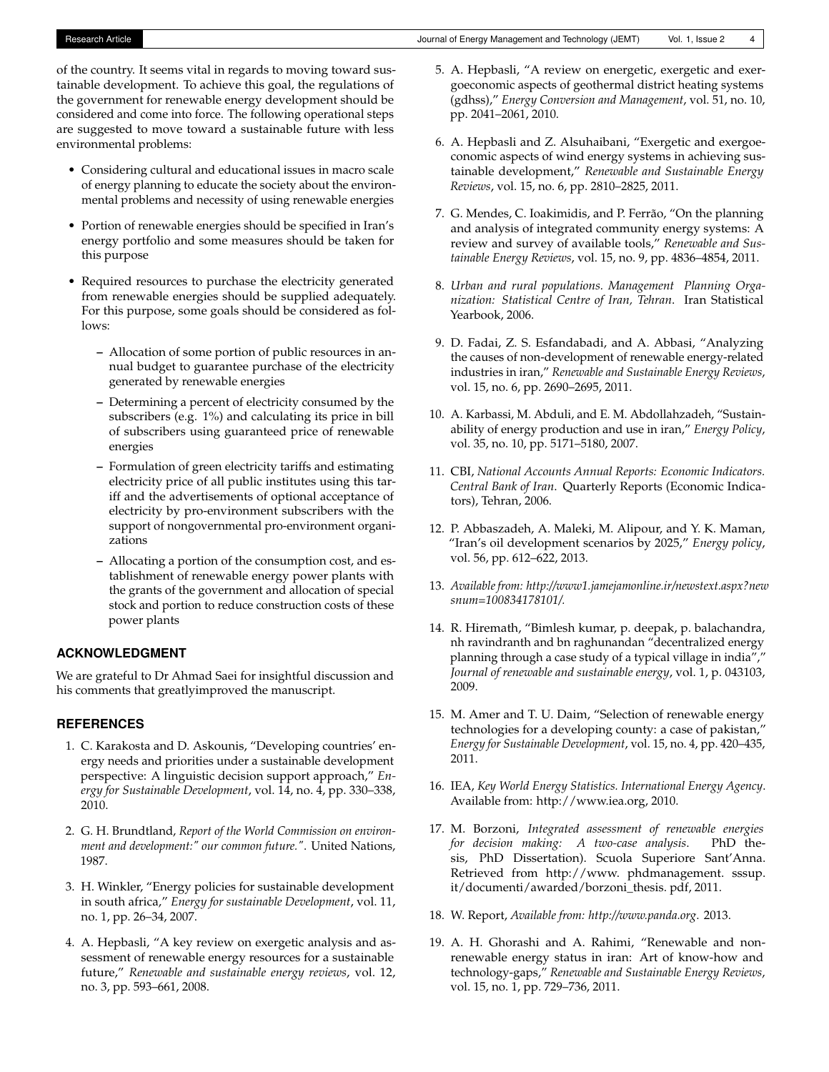of the country. It seems vital in regards to moving toward sustainable development. To achieve this goal, the regulations of the government for renewable energy development should be considered and come into force. The following operational steps are suggested to move toward a sustainable future with less environmental problems:

- Considering cultural and educational issues in macro scale of energy planning to educate the society about the environmental problems and necessity of using renewable energies
- Portion of renewable energies should be specified in Iran's energy portfolio and some measures should be taken for this purpose
- Required resources to purchase the electricity generated from renewable energies should be supplied adequately. For this purpose, some goals should be considered as follows:
  - Allocation of some portion of public resources in annual budget to guarantee purchase of the electricity generated by renewable energies
  - Determining a percent of electricity consumed by the subscribers (e.g. 1%) and calculating its price in bill of subscribers using guaranteed price of renewable energies
  - Formulation of green electricity tariffs and estimating electricity price of all public institutes using this tariff and the advertisements of optional acceptance of electricity by pro-environment subscribers with the support of nongovernmental pro-environment organizations
  - Allocating a portion of the consumption cost, and establishment of renewable energy power plants with the grants of the government and allocation of special stock and portion to reduce construction costs of these power plants

## ACKNOWLEDGMENT

We are grateful to Dr Ahmad Saei for insightful discussion and his comments that greatlyimproved the manuscript.

## REFERENCES

1. C. Karakosta and D. Askounis, "Developing countries' energy needs and priorities under a sustainable development perspective: A linguistic decision support approach," *Energy for Sustainable Development*, vol. 14, no. 4, pp. 330–338, 2010.
2. G. H. Brundtland, *Report of the World Commission on environment and development:" our common future."*. United Nations, 1987.
3. H. Winkler, "Energy policies for sustainable development in south africa," *Energy for sustainable Development*, vol. 11, no. 1, pp. 26–34, 2007.
4. A. Hepbasli, "A key review on exergetic analysis and assessment of renewable energy resources for a sustainable future," *Renewable and sustainable energy reviews*, vol. 12, no. 3, pp. 593–661, 2008.
5. A. Hepbasli, "A review on energetic, exergetic and exergoeconomic aspects of geothermal district heating systems (gdhss)," *Energy Conversion and Management*, vol. 51, no. 10, pp. 2041–2061, 2010.
6. A. Hepbasli and Z. Alsuhaibani, "Exergetic and exergoeconomic aspects of wind energy systems in achieving sustainable development," *Renewable and Sustainable Energy Reviews*, vol. 15, no. 6, pp. 2810–2825, 2011.
7. G. Mendes, C. Ioakimidis, and P. Ferrão, "On the planning and analysis of integrated community energy systems: A review and survey of available tools," *Renewable and Sustainable Energy Reviews*, vol. 15, no. 9, pp. 4836–4854, 2011.
8. *Urban and rural populations. Management Planning Organization: Statistical Centre of Iran, Tehran*. Iran Statistical Yearbook, 2006.
9. D. Fadai, Z. S. Esfandabadi, and A. Abbasi, "Analyzing the causes of non-development of renewable energy-related industries in iran," *Renewable and Sustainable Energy Reviews*, vol. 15, no. 6, pp. 2690–2695, 2011.
10. A. Karbassi, M. Abduli, and E. M. Abdollahzadeh, "Sustainability of energy production and use in iran," *Energy Policy*, vol. 35, no. 10, pp. 5171–5180, 2007.
11. CBI, *National Accounts Annual Reports: Economic Indicators. Central Bank of Iran*. Quarterly Reports (Economic Indicators), Tehran, 2006.
12. P. Abbaszadeh, A. Maleki, M. Alipour, and Y. K. Maman, "Iran's oil development scenarios by 2025," *Energy policy*, vol. 56, pp. 612–622, 2013.
13. *Available from: http://www1.jamejamonline.ir/newstext.aspx?newsnum=100834178101/.*
14. R. Hiremath, "Bimlesh kumar, p. deepak, p. balachandra, nh ravindranth and bn raghunandan "decentralized energy planning through a case study of a typical village in india"," *Journal of renewable and sustainable energy*, vol. 1, p. 043103, 2009.
15. M. Amer and T. U. Daim, "Selection of renewable energy technologies for a developing county: a case of pakistan," *Energy for Sustainable Development*, vol. 15, no. 4, pp. 420–435, 2011.
16. IEA, *Key World Energy Statistics. International Energy Agency*. Available from: http://www.iea.org, 2010.
17. M. Borzoni, *Integrated assessment of renewable energies for decision making: A two-case analysis*. PhD thesis, PhD Dissertation). Scuola Superiore Sant'Anna. Retrieved from http://www. phdmanagement. sssup. it/documenti/awarded/borzoni_thesis. pdf, 2011.
18. W. Report, *Available from: http://www.panda.org*. 2013.
19. A. H. Ghorashi and A. Rahimi, "Renewable and non-renewable energy status in iran: Art of know-how and technology-gaps," *Renewable and Sustainable Energy Reviews*, vol. 15, no. 1, pp. 729–736, 2011.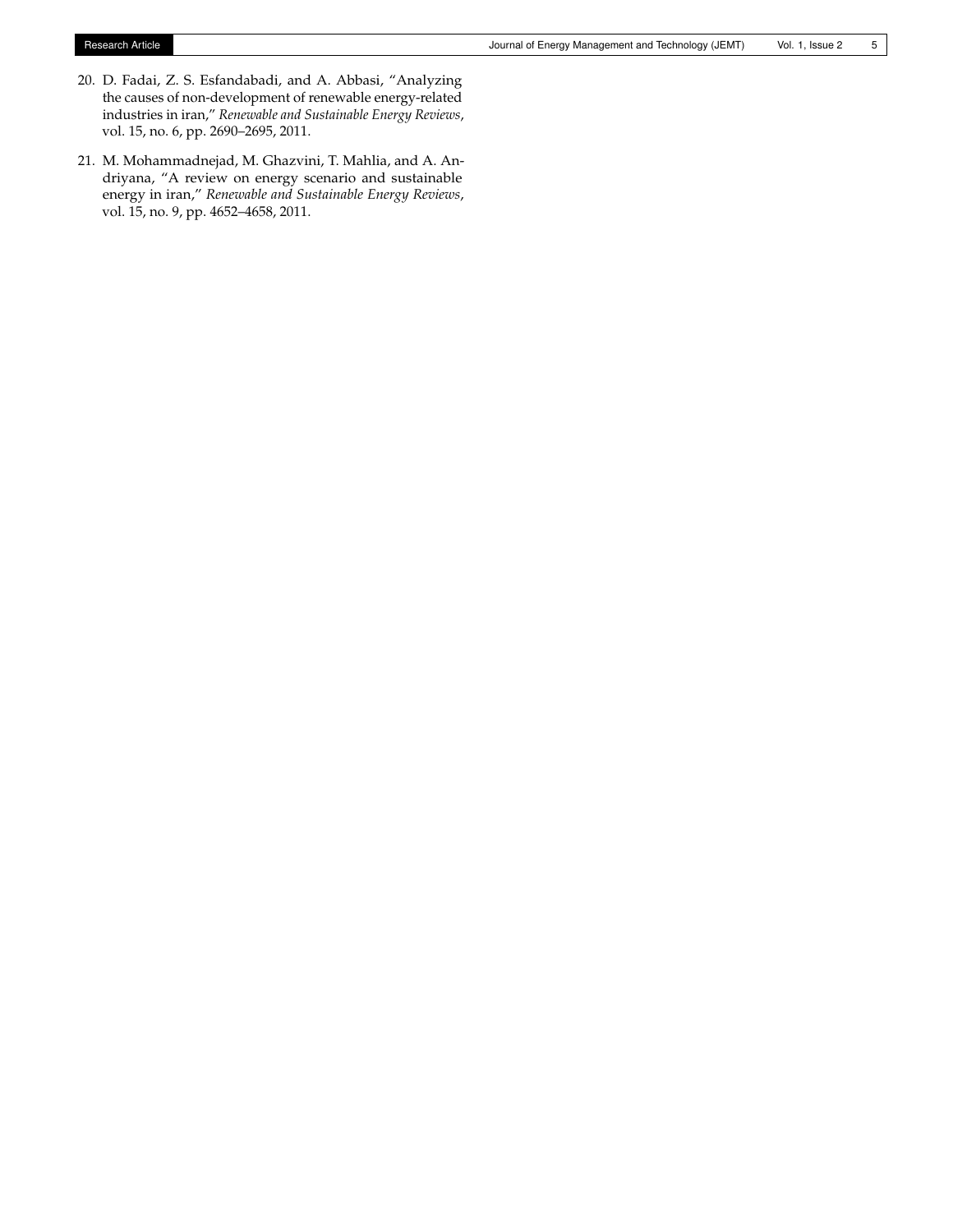20. D. Fadai, Z. S. Esfandabadi, and A. Abbasi, "Analyzing the causes of non-development of renewable energy-related industries in iran," *Renewable and Sustainable Energy Reviews*, vol. 15, no. 6, pp. 2690–2695, 2011.

21. M. Mohammadnejad, M. Ghazvini, T. Mahlia, and A. Andriyana, "A review on energy scenario and sustainable energy in iran," *Renewable and Sustainable Energy Reviews*, vol. 15, no. 9, pp. 4652–4658, 2011.